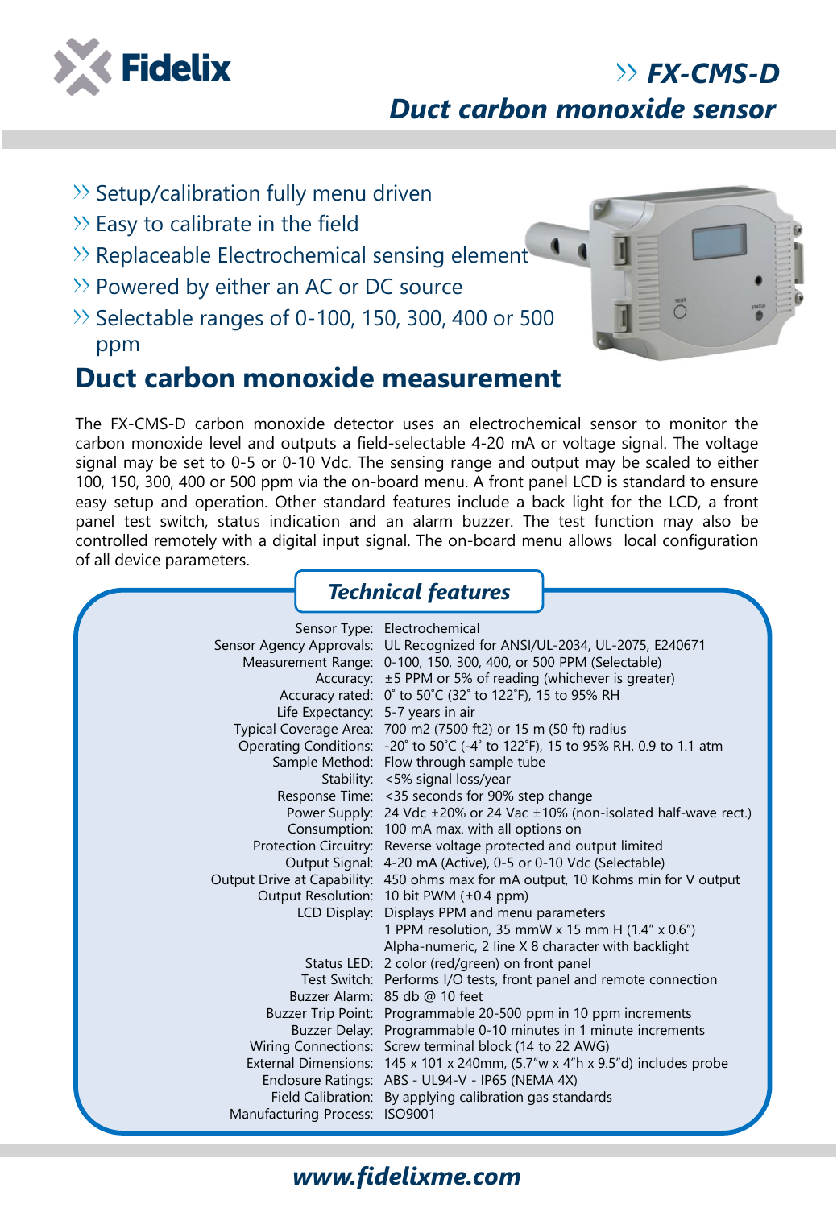# Fidelix

## FX-CMS-D
## Duct carbon monoxide sensor

- Setup/calibration fully menu driven
- Easy to calibrate in the field
- Replaceable Electrochemical sensing element
- Powered by either an AC or DC source
- Selectable ranges of 0-100, 150, 300, 400 or 500 ppm

## Duct carbon monoxide measurement

The FX-CMS-D carbon monoxide detector uses an electrochemical sensor to monitor the carbon monoxide level and outputs a field-selectable 4-20 mA or voltage signal. The voltage signal may be set to 0-5 or 0-10 Vdc. The sensing range and output may be scaled to either 100, 150, 300, 400 or 500 ppm via the on-board menu. A front panel LCD is standard to ensure easy setup and operation. Other standard features include a back light for the LCD, a front panel test switch, status indication and an alarm buzzer. The test function may also be controlled remotely with a digital input signal. The on-board menu allows local configuration of all device parameters.

### Technical features

| | |
|---|---|
| Sensor Type: | Electrochemical |
| Sensor Agency Approvals: | UL Recognized for ANSI/UL-2034, UL-2075, E240671 |
| Measurement Range: | 0-100, 150, 300, 400, or 500 PPM (Selectable) |
| Accuracy: | ±5 PPM or 5% of reading (whichever is greater) |
| Accuracy rated: | 0˚ to 50˚C (32˚ to 122˚F), 15 to 95% RH |
| Life Expectancy: | 5-7 years in air |
| Typical Coverage Area: | 700 m2 (7500 ft2) or 15 m (50 ft) radius |
| Operating Conditions: | -20˚ to 50˚C (-4˚ to 122˚F), 15 to 95% RH, 0.9 to 1.1 atm |
| Sample Method: | Flow through sample tube |
| Stability: | <5% signal loss/year |
| Response Time: | <35 seconds for 90% step change |
| Power Supply: | 24 Vdc ±20% or 24 Vac ±10% (non-isolated half-wave rect.) |
| Consumption: | 100 mA max. with all options on |
| Protection Circuitry: | Reverse voltage protected and output limited |
| Output Signal: | 4-20 mA (Active), 0-5 or 0-10 Vdc (Selectable) |
| Output Drive at Capability: | 450 ohms max for mA output, 10 Kohms min for V output |
| Output Resolution: | 10 bit PWM (±0.4 ppm) |
| LCD Display: | Displays PPM and menu parameters<br>1 PPM resolution, 35 mmW x 15 mm H (1.4" x 0.6")<br>Alpha-numeric, 2 line X 8 character with backlight |
| Status LED: | 2 color (red/green) on front panel |
| Test Switch: | Performs I/O tests, front panel and remote connection |
| Buzzer Alarm: | 85 db @ 10 feet |
| Buzzer Trip Point: | Programmable 20-500 ppm in 10 ppm increments |
| Buzzer Delay: | Programmable 0-10 minutes in 1 minute increments |
| Wiring Connections: | Screw terminal block (14 to 22 AWG) |
| External Dimensions: | 145 x 101 x 240mm, (5.7"w x 4"h x 9.5"d) includes probe |
| Enclosure Ratings: | ABS - UL94-V - IP65 (NEMA 4X) |
| Field Calibration: | By applying calibration gas standards |
| Manufacturing Process: | ISO9001 |

www.fidelixme.com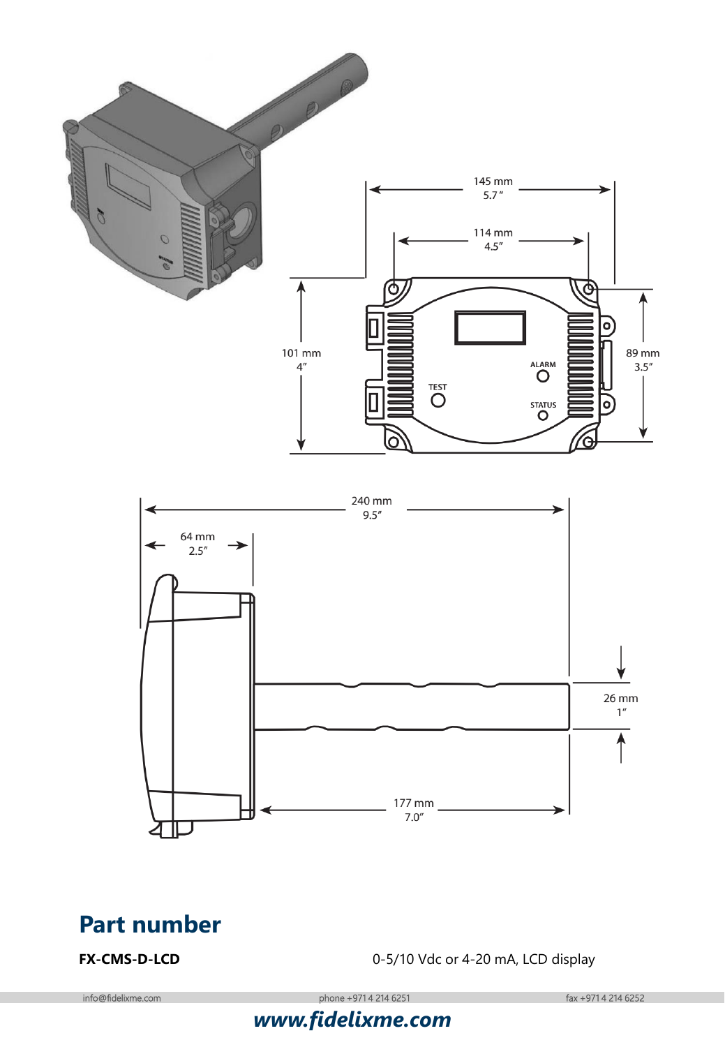145 mm
5.7″

114 mm
4.5″

101 mm
4″

89 mm
3.5″

ALARM

TEST

STATUS

240 mm
9.5″

64 mm
2.5″

26 mm
1″

177 mm
7.0″

## Part number

**FX-CMS-D-LCD** 0-5/10 Vdc or 4-20 mA, LCD display